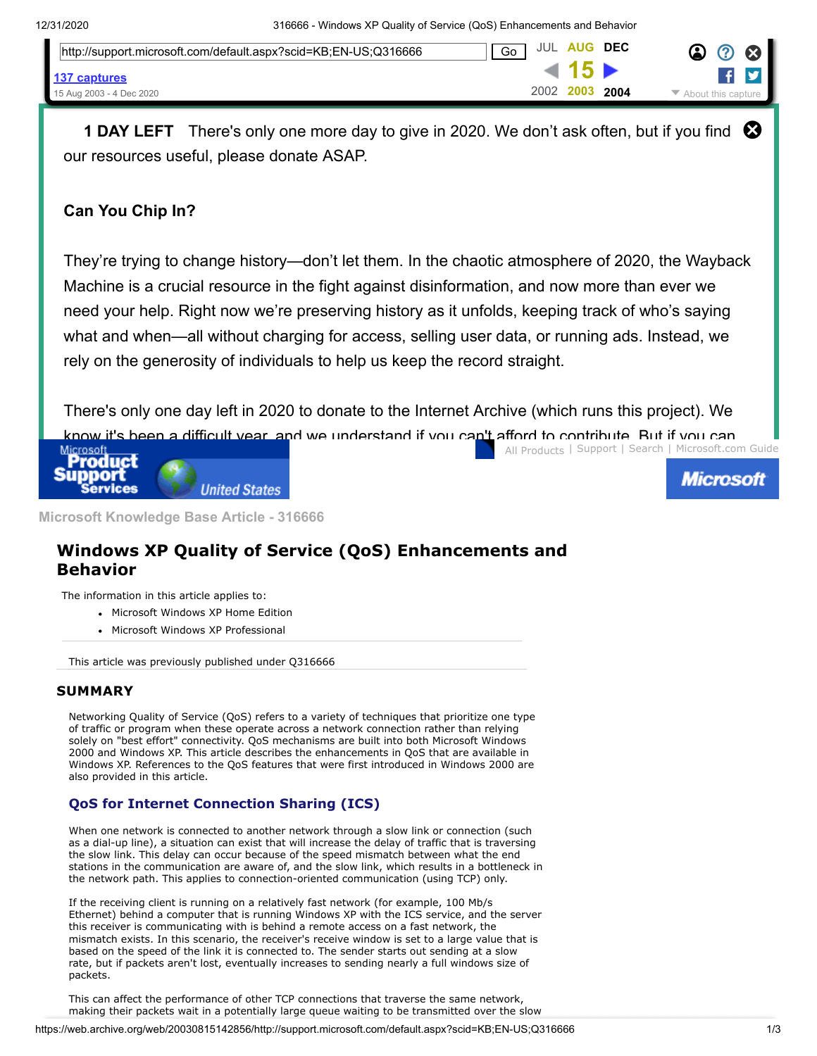Microsoft Knowledge Base Article - 316666

# Windows XP Quality of Service (QoS) Enhancements and Behavior

The information in this article applies to:

- Microsoft Windows XP Home Edition
- Microsoft Windows XP Professional

This article was previously published under Q316666

## SUMMARY

Networking Quality of Service (QoS) refers to a variety of techniques that prioritize one type of traffic or program when these operate across a network connection rather than relying solely on "best effort" connectivity. QoS mechanisms are built into both Microsoft Windows 2000 and Windows XP. This article describes the enhancements in QoS that are available in Windows XP. References to the QoS features that were first introduced in Windows 2000 are also provided in this article.

### QoS for Internet Connection Sharing (ICS)

When one network is connected to another network through a slow link or connection (such as a dial-up line), a situation can exist that will increase the delay of traffic that is traversing the slow link. This delay can occur because of the speed mismatch between what the end stations in the communication are aware of, and the slow link, which results in a bottleneck in the network path. This applies to connection-oriented communication (using TCP) only.

If the receiving client is running on a relatively fast network (for example, 100 Mb/s Ethernet) behind a computer that is running Windows XP with the ICS service, and the server this receiver is communicating with is behind a remote access on a fast network, the mismatch exists. In this scenario, the receiver's receive window is set to a large value that is based on the speed of the link it is connected to. The sender starts out sending at a slow rate, but if packets aren't lost, eventually increases to sending nearly a full windows size of packets.

This can affect the performance of other TCP connections that traverse the same network, making their packets wait in a potentially large queue waiting to be transmitted over the slow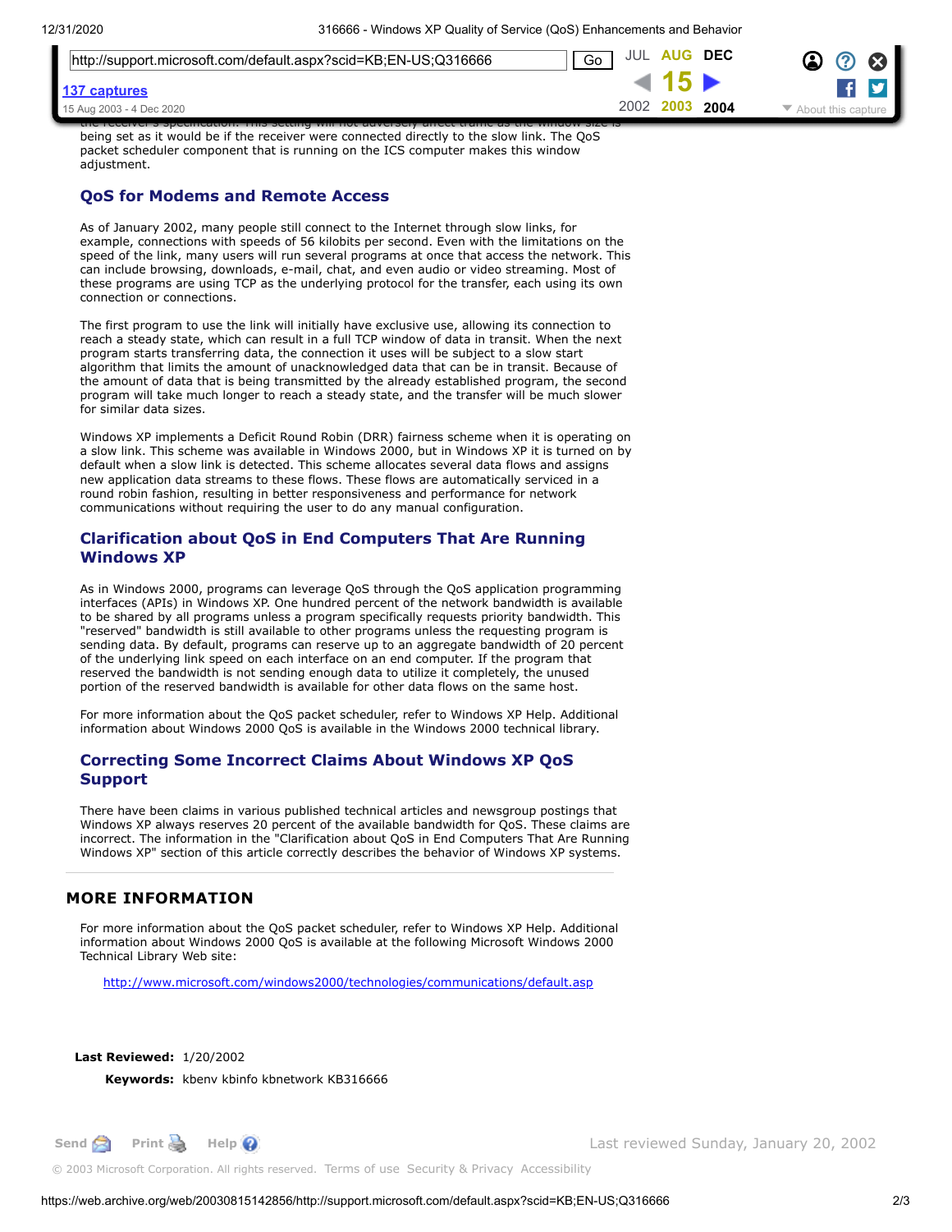being set as it would be if the receiver were connected directly to the slow link. The QoS packet scheduler component that is running on the ICS computer makes this window adjustment.

### QoS for Modems and Remote Access

As of January 2002, many people still connect to the Internet through slow links, for example, connections with speeds of 56 kilobits per second. Even with the limitations on the speed of the link, many users will run several programs at once that access the network. This can include browsing, downloads, e-mail, chat, and even audio or video streaming. Most of these programs are using TCP as the underlying protocol for the transfer, each using its own connection or connections.

The first program to use the link will initially have exclusive use, allowing its connection to reach a steady state, which can result in a full TCP window of data in transit. When the next program starts transferring data, the connection it uses will be subject to a slow start algorithm that limits the amount of unacknowledged data that can be in transit. Because of the amount of data that is being transmitted by the already established program, the second program will take much longer to reach a steady state, and the transfer will be much slower for similar data sizes.

Windows XP implements a Deficit Round Robin (DRR) fairness scheme when it is operating on a slow link. This scheme was available in Windows 2000, but in Windows XP it is turned on by default when a slow link is detected. This scheme allocates several data flows and assigns new application data streams to these flows. These flows are automatically serviced in a round robin fashion, resulting in better responsiveness and performance for network communications without requiring the user to do any manual configuration.

### Clarification about QoS in End Computers That Are Running Windows XP

As in Windows 2000, programs can leverage QoS through the QoS application programming interfaces (APIs) in Windows XP. One hundred percent of the network bandwidth is available to be shared by all programs unless a program specifically requests priority bandwidth. This "reserved" bandwidth is still available to other programs unless the requesting program is sending data. By default, programs can reserve up to an aggregate bandwidth of 20 percent of the underlying link speed on each interface on an end computer. If the program that reserved the bandwidth is not sending enough data to utilize it completely, the unused portion of the reserved bandwidth is available for other data flows on the same host.

For more information about the QoS packet scheduler, refer to Windows XP Help. Additional information about Windows 2000 QoS is available in the Windows 2000 technical library.

### Correcting Some Incorrect Claims About Windows XP QoS Support

There have been claims in various published technical articles and newsgroup postings that Windows XP always reserves 20 percent of the available bandwidth for QoS. These claims are incorrect. The information in the "Clarification about QoS in End Computers That Are Running Windows XP" section of this article correctly describes the behavior of Windows XP systems.

## MORE INFORMATION

For more information about the QoS packet scheduler, refer to Windows XP Help. Additional information about Windows 2000 QoS is available at the following Microsoft Windows 2000 Technical Library Web site:

http://www.microsoft.com/windows2000/technologies/communications/default.asp

**Last Reviewed:** 1/20/2002

**Keywords:** kbenv kbinfo kbnetwork KB316666

Send Print Help

Last reviewed Sunday, January 20, 2002

© 2003 Microsoft Corporation. All rights reserved. Terms of use Security & Privacy Accessibility